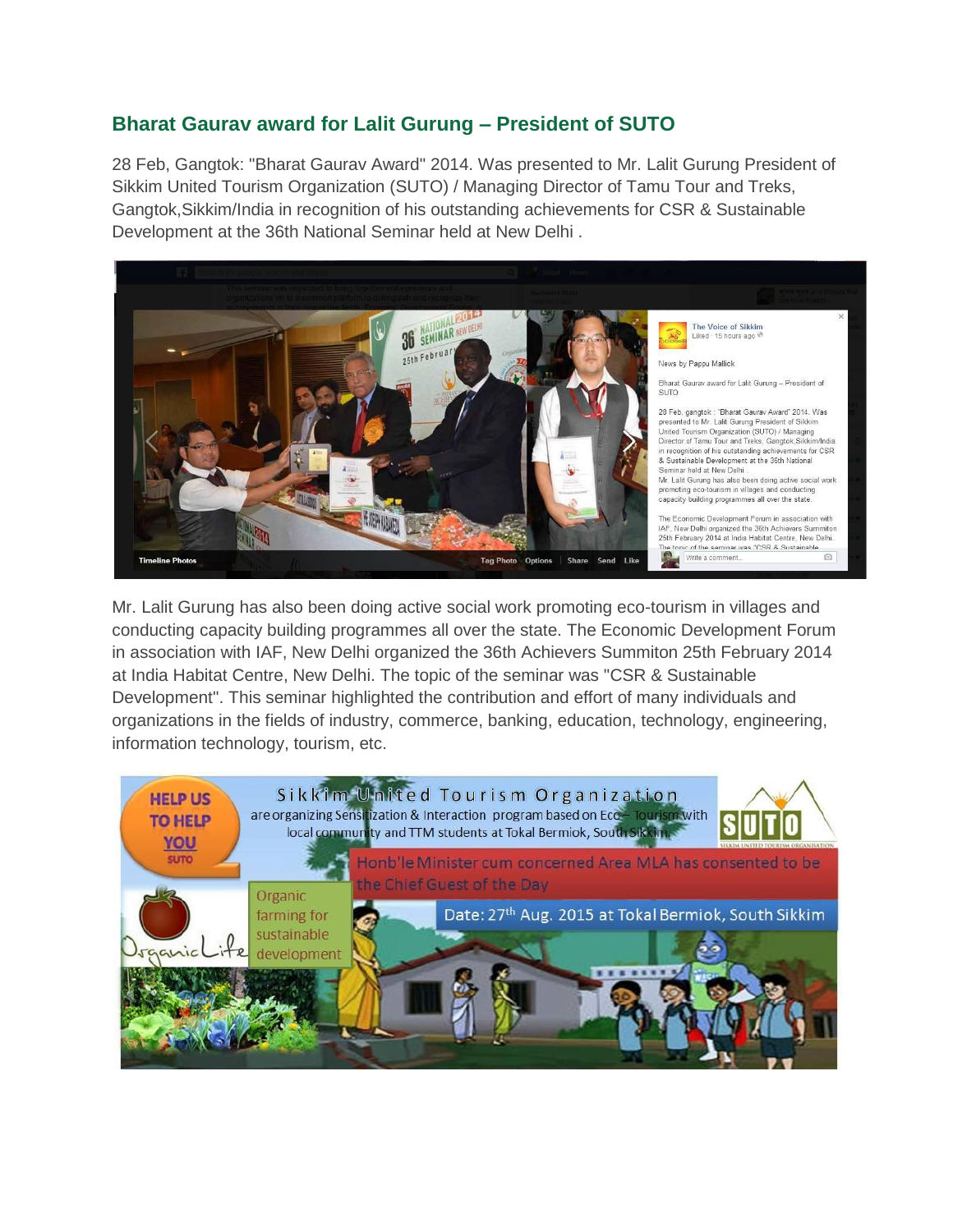## Bharat Gaurav award for Lalit Gurung – President of SUTO

28 Feb, Gangtok: "Bharat Gaurav Award" 2014. Was presented to Mr. Lalit Gurung President of Sikkim United Tourism Organization (SUTO) / Managing Director of Tamu Tour and Treks, Gangtok,Sikkim/India in recognition of his outstanding achievements for CSR & Sustainable Development at the 36th National Seminar held at New Delhi .

Mr. Lalit Gurung has also been doing active social work promoting eco-tourism in villages and conducting capacity building programmes all over the state. The Economic Development Forum in association with IAF, New Delhi organized the 36th Achievers Summiton 25th February 2014 at India Habitat Centre, New Delhi. The topic of the seminar was "CSR & Sustainable Development". This seminar highlighted the contribution and effort of many individuals and organizations in the fields of industry, commerce, banking, education, technology, engineering, information technology, tourism, etc.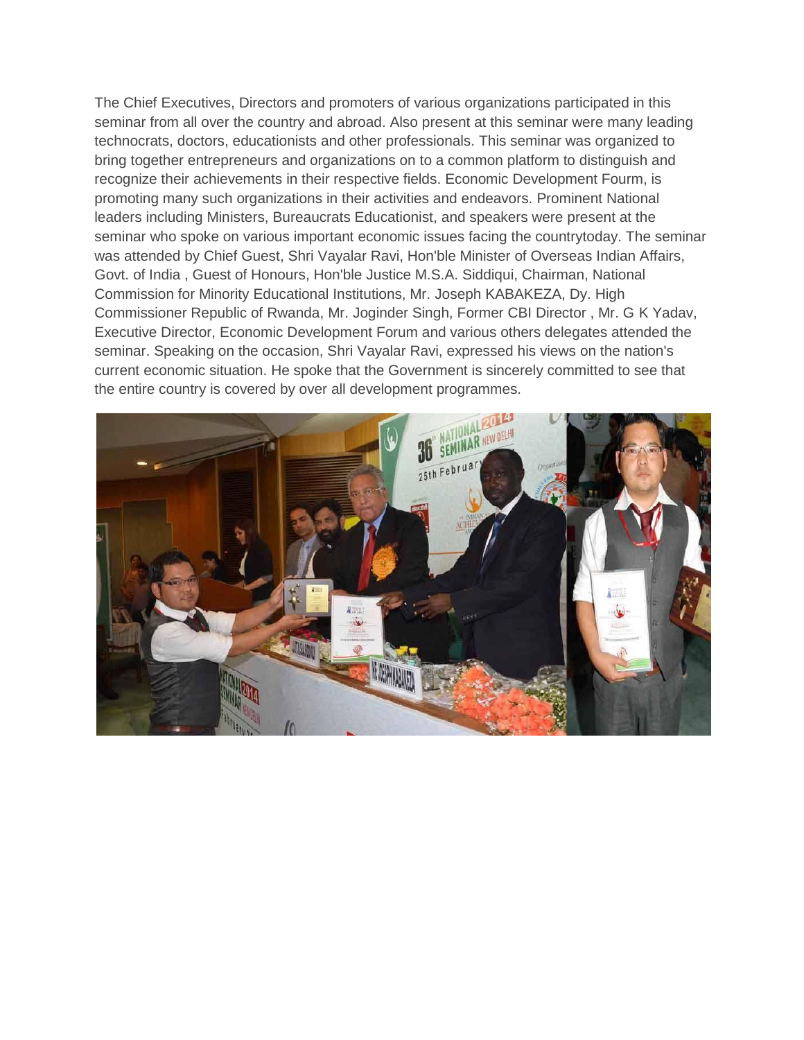The Chief Executives, Directors and promoters of various organizations participated in this seminar from all over the country and abroad. Also present at this seminar were many leading technocrats, doctors, educationists and other professionals. This seminar was organized to bring together entrepreneurs and organizations on to a common platform to distinguish and recognize their achievements in their respective fields. Economic Development Fourm, is promoting many such organizations in their activities and endeavors. Prominent National leaders including Ministers, Bureaucrats Educationist, and speakers were present at the seminar who spoke on various important economic issues facing the countrytoday. The seminar was attended by Chief Guest, Shri Vayalar Ravi, Hon'ble Minister of Overseas Indian Affairs, Govt. of India , Guest of Honours, Hon'ble Justice M.S.A. Siddiqui, Chairman, National Commission for Minority Educational Institutions, Mr. Joseph KABAKEZA, Dy. High Commissioner Republic of Rwanda, Mr. Joginder Singh, Former CBI Director , Mr. G K Yadav, Executive Director, Economic Development Forum and various others delegates attended the seminar. Speaking on the occasion, Shri Vayalar Ravi, expressed his views on the nation's current economic situation. He spoke that the Government is sincerely committed to see that the entire country is covered by over all development programmes.